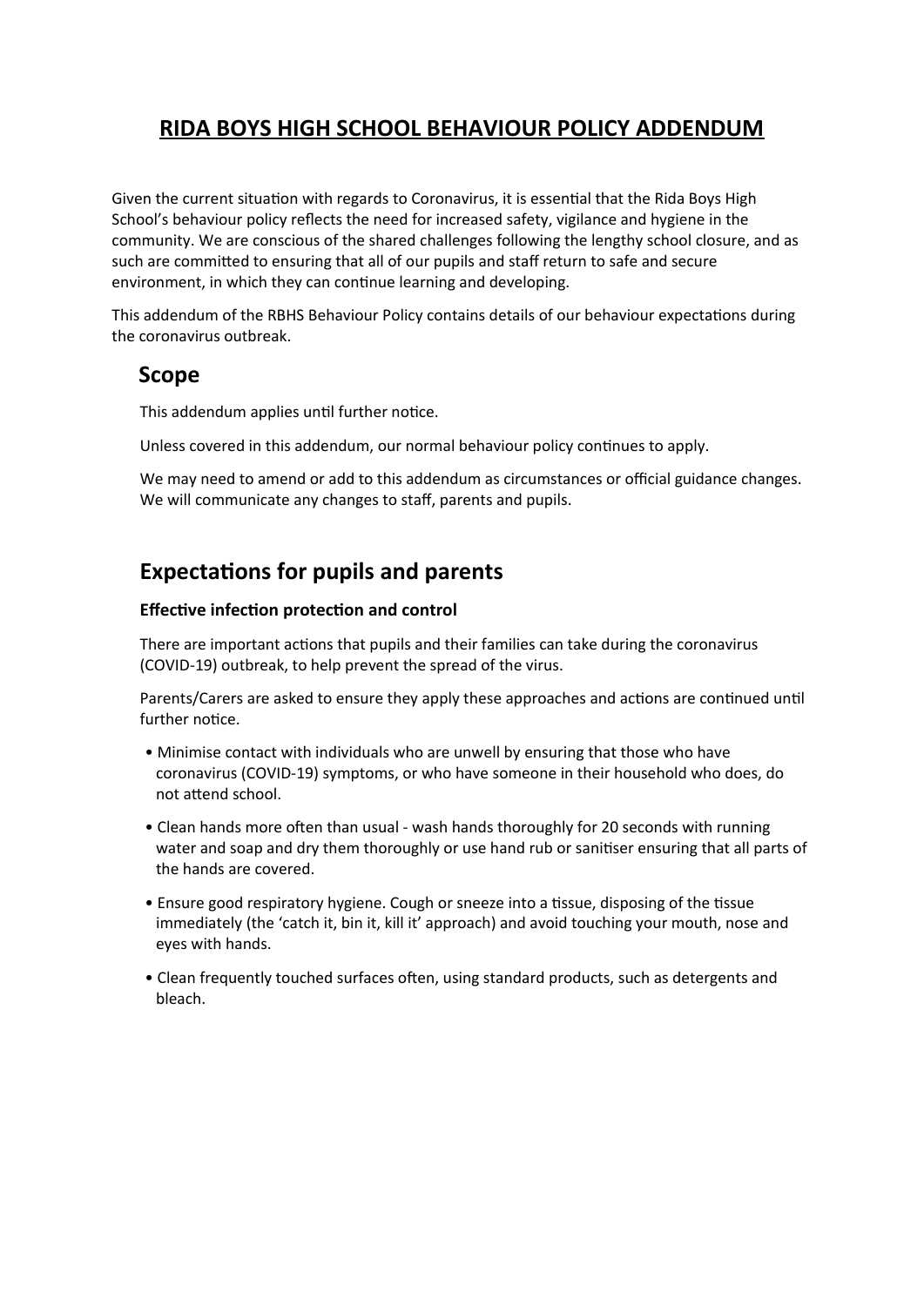# RIDA BOYS HIGH SCHOOL BEHAVIOUR POLICY ADDENDUM

Given the current situation with regards to Coronavirus, it is essential that the Rida Boys High School's behaviour policy reflects the need for increased safety, vigilance and hygiene in the community. We are conscious of the shared challenges following the lengthy school closure, and as such are committed to ensuring that all of our pupils and staff return to safe and secure environment, in which they can continue learning and developing.

This addendum of the RBHS Behaviour Policy contains details of our behaviour expectations during the coronavirus outbreak.

## Scope

This addendum applies until further notice.

Unless covered in this addendum, our normal behaviour policy continues to apply.

We may need to amend or add to this addendum as circumstances or official guidance changes. We will communicate any changes to staff, parents and pupils.

## Expectations for pupils and parents

### Effective infection protection and control

There are important actions that pupils and their families can take during the coronavirus (COVID-19) outbreak, to help prevent the spread of the virus.

Parents/Carers are asked to ensure they apply these approaches and actions are continued until further notice.

- Minimise contact with individuals who are unwell by ensuring that those who have coronavirus (COVID-19) symptoms, or who have someone in their household who does, do not attend school.
- Clean hands more often than usual - wash hands thoroughly for 20 seconds with running water and soap and dry them thoroughly or use hand rub or sanitiser ensuring that all parts of the hands are covered.
- Ensure good respiratory hygiene. Cough or sneeze into a tissue, disposing of the tissue immediately (the 'catch it, bin it, kill it' approach) and avoid touching your mouth, nose and eyes with hands.
- Clean frequently touched surfaces often, using standard products, such as detergents and bleach.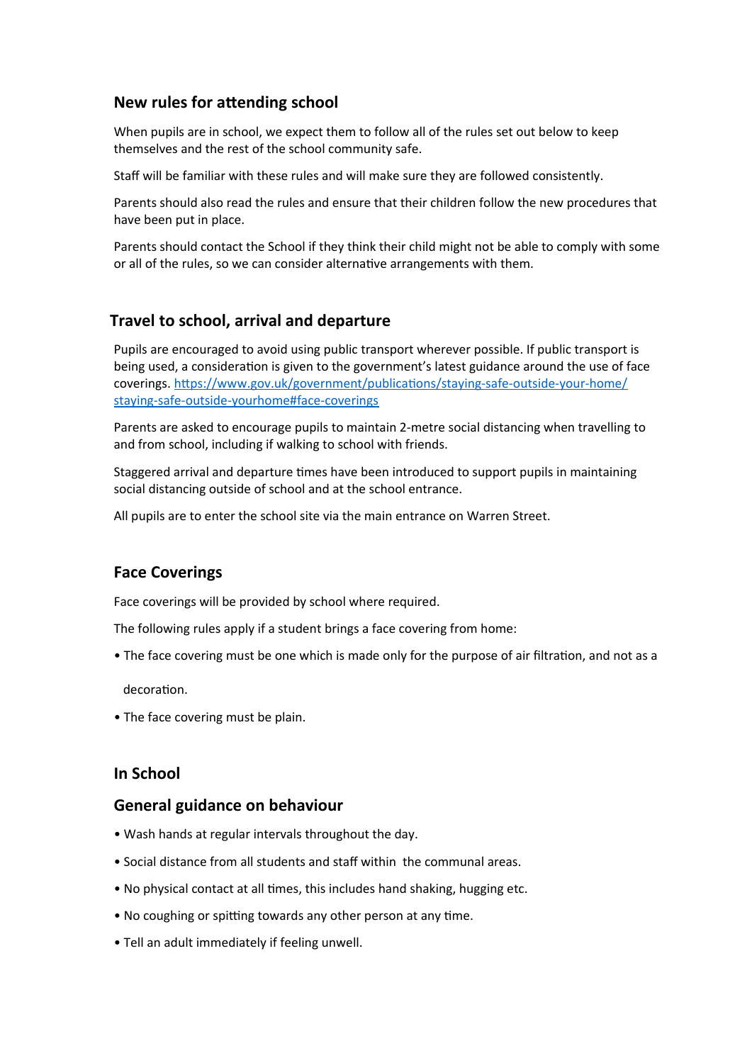## New rules for attending school

When pupils are in school, we expect them to follow all of the rules set out below to keep themselves and the rest of the school community safe.

Staff will be familiar with these rules and will make sure they are followed consistently.

Parents should also read the rules and ensure that their children follow the new procedures that have been put in place.

Parents should contact the School if they think their child might not be able to comply with some or all of the rules, so we can consider alternative arrangements with them.

## Travel to school, arrival and departure

Pupils are encouraged to avoid using public transport wherever possible. If public transport is being used, a consideration is given to the government's latest guidance around the use of face coverings. [https://www.gov.uk/government/publications/staying-safe-outside-your-home/staying-safe-outside-yourhome#face-coverings](https://www.gov.uk/government/publications/staying-safe-outside-your-home/staying-safe-outside-yourhome#face-coverings)

Parents are asked to encourage pupils to maintain 2-metre social distancing when travelling to and from school, including if walking to school with friends.

Staggered arrival and departure times have been introduced to support pupils in maintaining social distancing outside of school and at the school entrance.

All pupils are to enter the school site via the main entrance on Warren Street.

## Face Coverings

Face coverings will be provided by school where required.

The following rules apply if a student brings a face covering from home:

- The face covering must be one which is made only for the purpose of air filtration, and not as a decoration.
- The face covering must be plain.

## In School

## General guidance on behaviour

- Wash hands at regular intervals throughout the day.
- Social distance from all students and staff within the communal areas.
- No physical contact at all times, this includes hand shaking, hugging etc.
- No coughing or spitting towards any other person at any time.
- Tell an adult immediately if feeling unwell.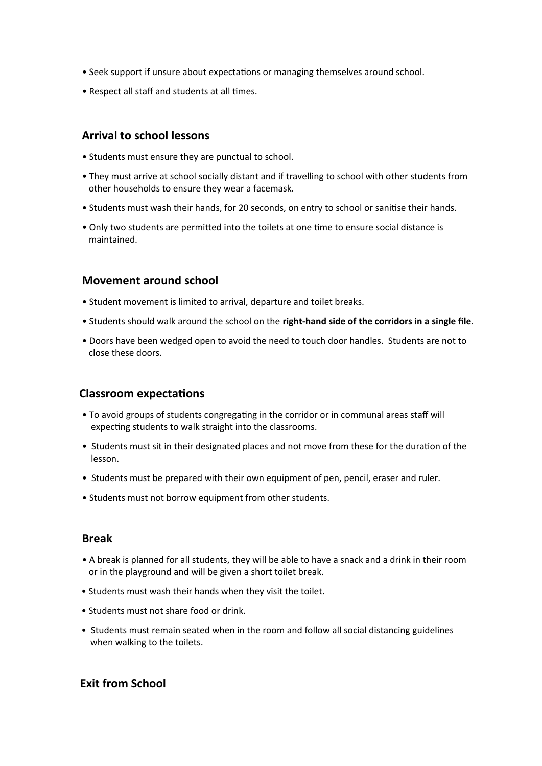- Seek support if unsure about expectations or managing themselves around school.
- Respect all staff and students at all times.

## Arrival to school lessons

- Students must ensure they are punctual to school.
- They must arrive at school socially distant and if travelling to school with other students from other households to ensure they wear a facemask.
- Students must wash their hands, for 20 seconds, on entry to school or sanitise their hands.
- Only two students are permitted into the toilets at one time to ensure social distance is maintained.

## Movement around school

- Student movement is limited to arrival, departure and toilet breaks.
- Students should walk around the school on the **right-hand side of the corridors in a single file**.
- Doors have been wedged open to avoid the need to touch door handles. Students are not to close these doors.

## Classroom expectations

- To avoid groups of students congregating in the corridor or in communal areas staff will expecting students to walk straight into the classrooms.
- Students must sit in their designated places and not move from these for the duration of the lesson.
- Students must be prepared with their own equipment of pen, pencil, eraser and ruler.
- Students must not borrow equipment from other students.

## Break

- A break is planned for all students, they will be able to have a snack and a drink in their room or in the playground and will be given a short toilet break.
- Students must wash their hands when they visit the toilet.
- Students must not share food or drink.
- Students must remain seated when in the room and follow all social distancing guidelines when walking to the toilets.

## Exit from School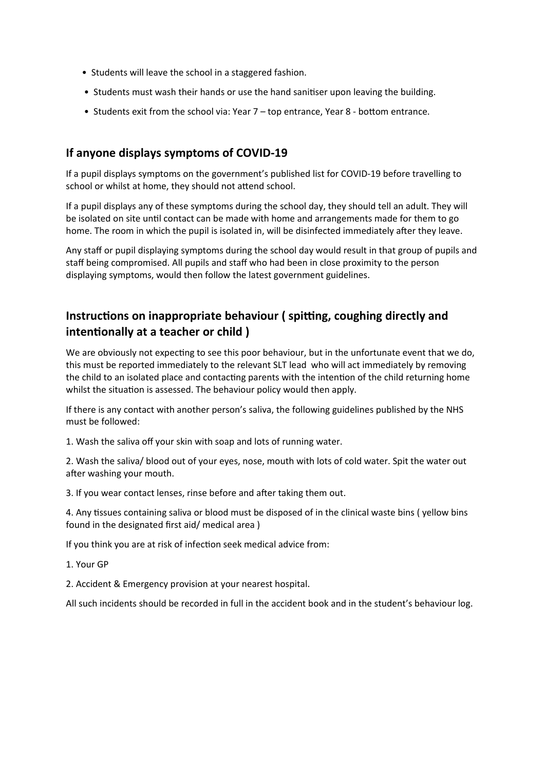- Students will leave the school in a staggered fashion.
- Students must wash their hands or use the hand sanitiser upon leaving the building.
- Students exit from the school via: Year 7 – top entrance, Year 8 - bottom entrance.

## If anyone displays symptoms of COVID-19

If a pupil displays symptoms on the government's published list for COVID-19 before travelling to school or whilst at home, they should not attend school.

If a pupil displays any of these symptoms during the school day, they should tell an adult. They will be isolated on site until contact can be made with home and arrangements made for them to go home. The room in which the pupil is isolated in, will be disinfected immediately after they leave.

Any staff or pupil displaying symptoms during the school day would result in that group of pupils and staff being compromised. All pupils and staff who had been in close proximity to the person displaying symptoms, would then follow the latest government guidelines.

## Instructions on inappropriate behaviour ( spitting, coughing directly and intentionally at a teacher or child )

We are obviously not expecting to see this poor behaviour, but in the unfortunate event that we do, this must be reported immediately to the relevant SLT lead who will act immediately by removing the child to an isolated place and contacting parents with the intention of the child returning home whilst the situation is assessed. The behaviour policy would then apply.

If there is any contact with another person's saliva, the following guidelines published by the NHS must be followed:

1. Wash the saliva off your skin with soap and lots of running water.

2. Wash the saliva/ blood out of your eyes, nose, mouth with lots of cold water. Spit the water out after washing your mouth.

3. If you wear contact lenses, rinse before and after taking them out.

4. Any tissues containing saliva or blood must be disposed of in the clinical waste bins ( yellow bins found in the designated first aid/ medical area )

If you think you are at risk of infection seek medical advice from:

1. Your GP

2. Accident & Emergency provision at your nearest hospital.

All such incidents should be recorded in full in the accident book and in the student's behaviour log.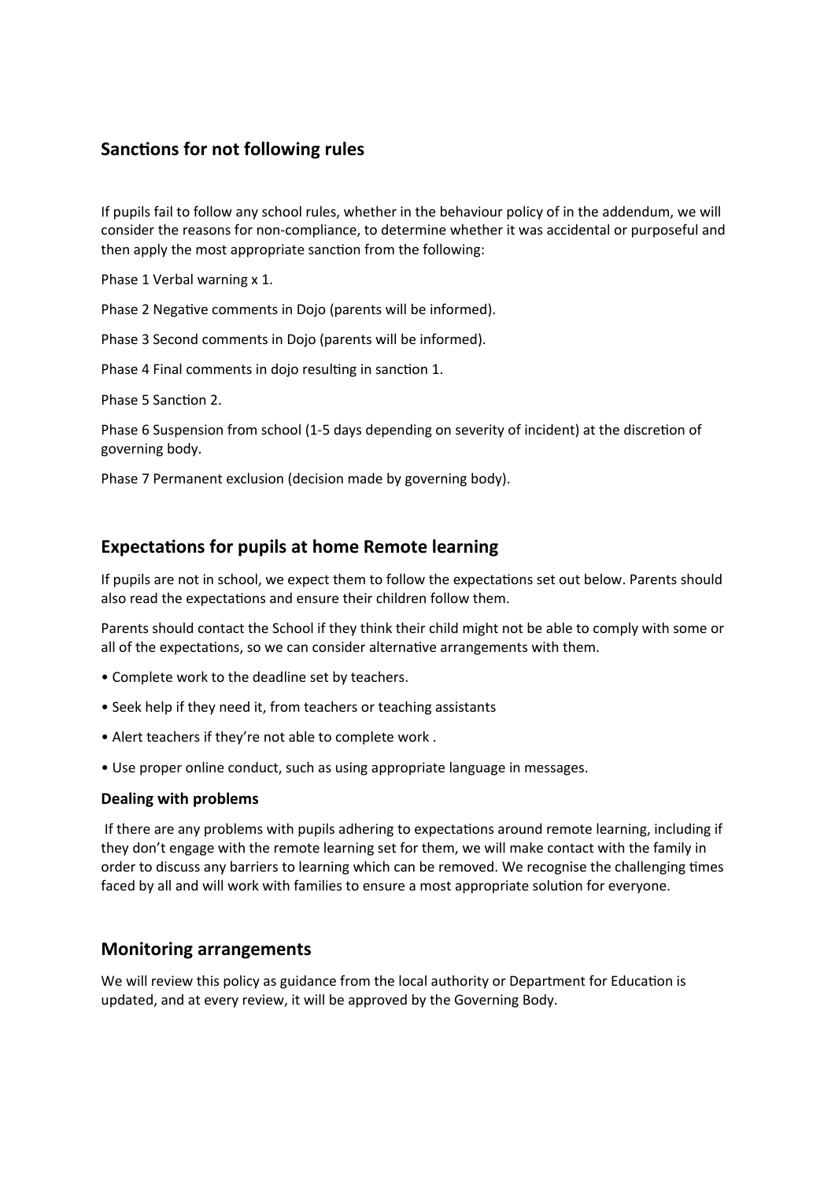## Sanctions for not following rules

If pupils fail to follow any school rules, whether in the behaviour policy of in the addendum, we will consider the reasons for non-compliance, to determine whether it was accidental or purposeful and then apply the most appropriate sanction from the following:

Phase 1 Verbal warning x 1.

Phase 2 Negative comments in Dojo (parents will be informed).

Phase 3 Second comments in Dojo (parents will be informed).

Phase 4 Final comments in dojo resulting in sanction 1.

Phase 5 Sanction 2.

Phase 6 Suspension from school (1-5 days depending on severity of incident) at the discretion of governing body.

Phase 7 Permanent exclusion (decision made by governing body).

## Expectations for pupils at home Remote learning

If pupils are not in school, we expect them to follow the expectations set out below. Parents should also read the expectations and ensure their children follow them.

Parents should contact the School if they think their child might not be able to comply with some or all of the expectations, so we can consider alternative arrangements with them.

- Complete work to the deadline set by teachers.
- Seek help if they need it, from teachers or teaching assistants
- Alert teachers if they're not able to complete work .
- Use proper online conduct, such as using appropriate language in messages.

### Dealing with problems

If there are any problems with pupils adhering to expectations around remote learning, including if they don't engage with the remote learning set for them, we will make contact with the family in order to discuss any barriers to learning which can be removed. We recognise the challenging times faced by all and will work with families to ensure a most appropriate solution for everyone.

## Monitoring arrangements

We will review this policy as guidance from the local authority or Department for Education is updated, and at every review, it will be approved by the Governing Body.